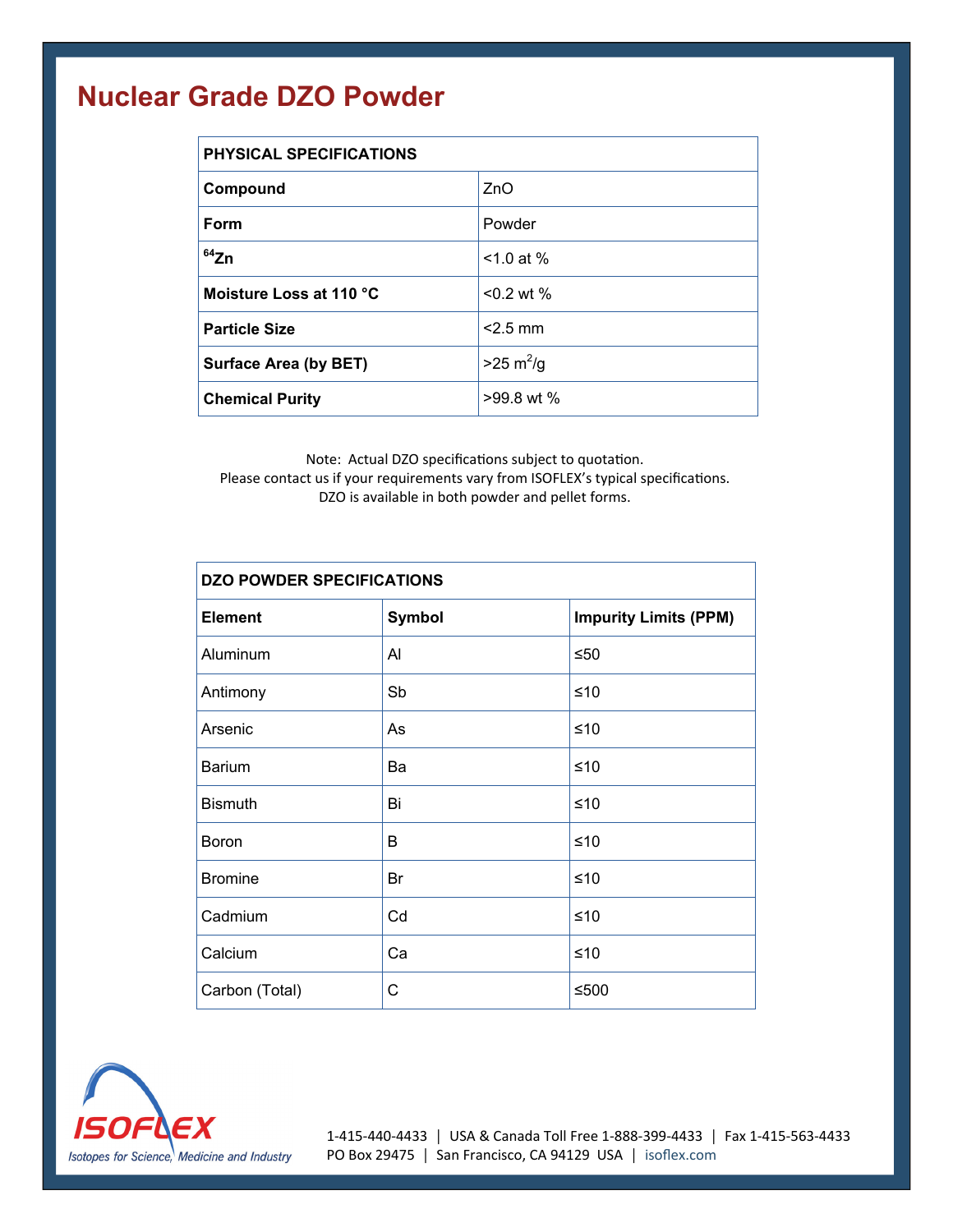# Nuclear Grade DZO Powder

| PHYSICAL SPECIFICATIONS | |
|---|---|
| **Compound** | ZnO |
| **Form** | Powder |
| **$^{64}$Zn** | <1.0 at % |
| **Moisture Loss at 110 °C** | <0.2 wt % |
| **Particle Size** | <2.5 mm |
| **Surface Area (by BET)** | >25 $m^2$/g |
| **Chemical Purity** | >99.8 wt % |

Note: Actual DZO specifications subject to quotation.
Please contact us if your requirements vary from ISOFLEX's typical specifications.
DZO is available in both powder and pellet forms.

| DZO POWDER SPECIFICATIONS | | |
|---|---|---|
| **Element** | **Symbol** | **Impurity Limits (PPM)** |
| Aluminum | Al | ≤50 |
| Antimony | Sb | ≤10 |
| Arsenic | As | ≤10 |
| Barium | Ba | ≤10 |
| Bismuth | Bi | ≤10 |
| Boron | B | ≤10 |
| Bromine | Br | ≤10 |
| Cadmium | Cd | ≤10 |
| Calcium | Ca | ≤10 |
| Carbon (Total) | C | ≤500 |

ISOFLEX
*Isotopes for Science, Medicine and Industry*

1-415-440-4433 | USA & Canada Toll Free 1-888-399-4433 | Fax 1-415-563-4433
PO Box 29475 | San Francisco, CA 94129 USA | isoflex.com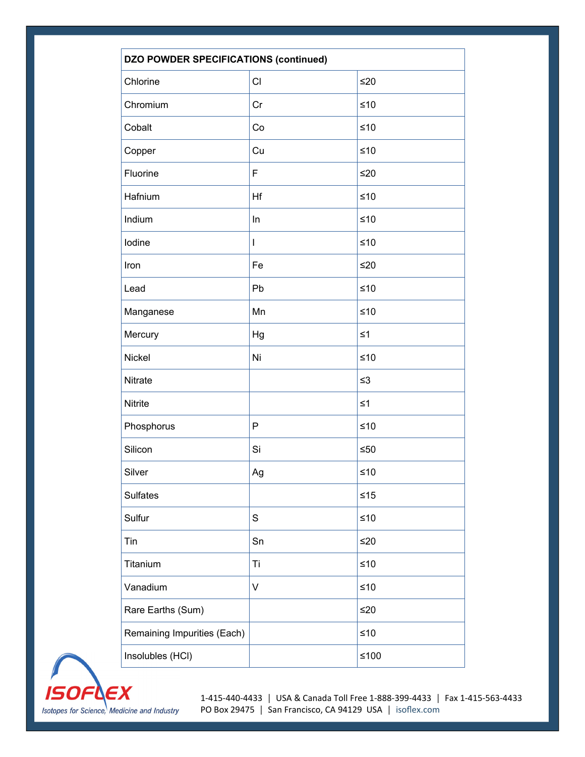| DZO POWDER SPECIFICATIONS (continued) | | |
|---|---|---|
| Chlorine | Cl | ≤20 |
| Chromium | Cr | ≤10 |
| Cobalt | Co | ≤10 |
| Copper | Cu | ≤10 |
| Fluorine | F | ≤20 |
| Hafnium | Hf | ≤10 |
| Indium | In | ≤10 |
| Iodine | I | ≤10 |
| Iron | Fe | ≤20 |
| Lead | Pb | ≤10 |
| Manganese | Mn | ≤10 |
| Mercury | Hg | ≤1 |
| Nickel | Ni | ≤10 |
| Nitrate | | ≤3 |
| Nitrite | | ≤1 |
| Phosphorus | P | ≤10 |
| Silicon | Si | ≤50 |
| Silver | Ag | ≤10 |
| Sulfates | | ≤15 |
| Sulfur | S | ≤10 |
| Tin | Sn | ≤20 |
| Titanium | Ti | ≤10 |
| Vanadium | V | ≤10 |
| Rare Earths (Sum) | | ≤20 |
| Remaining Impurities (Each) | | ≤10 |
| Insolubles (HCl) | | ≤100 |

ISOFLEX
Isotopes for Science, Medicine and Industry

1-415-440-4433 | USA & Canada Toll Free 1-888-399-4433 | Fax 1-415-563-4433
PO Box 29475 | San Francisco, CA 94129 USA | isoflex.com